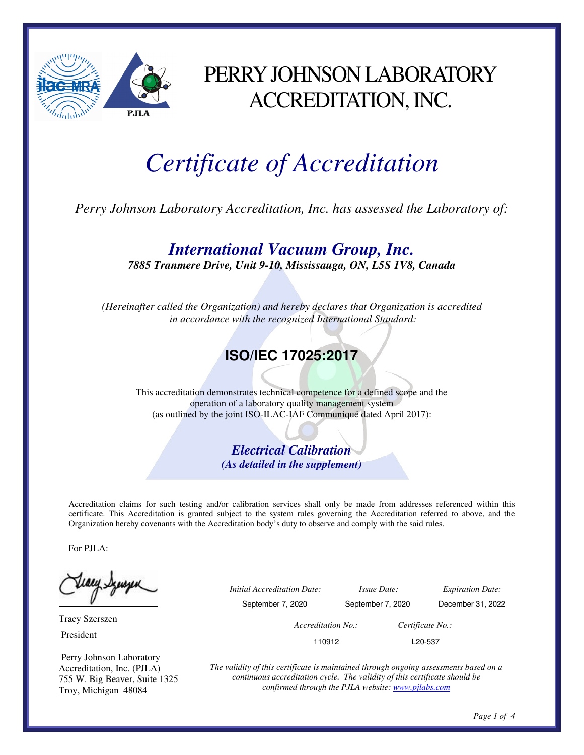# PERRY JOHNSON LABORATORY ACCREDITATION, INC.

# *Certificate of Accreditation*

*Perry Johnson Laboratory Accreditation, Inc. has assessed the Laboratory of:*

## ***International Vacuum Group, Inc.***

***7885 Tranmere Drive, Unit 9-10, Mississauga, ON, L5S 1V8, Canada***

*(Hereinafter called the Organization) and hereby declares that Organization is accredited in accordance with the recognized International Standard:*

## **ISO/IEC 17025:2017**

This accreditation demonstrates technical competence for a defined scope and the operation of a laboratory quality management system (as outlined by the joint ISO-ILAC-IAF Communiqué dated April 2017):

***Electrical Calibration***
***(As detailed in the supplement)***

Accreditation claims for such testing and/or calibration services shall only be made from addresses referenced within this certificate. This Accreditation is granted subject to the system rules governing the Accreditation referred to above, and the Organization hereby covenants with the Accreditation body's duty to observe and comply with the said rules.

For PJLA:

Tracy Szerszen
President

Perry Johnson Laboratory Accreditation, Inc. (PJLA)
755 W. Big Beaver, Suite 1325
Troy, Michigan 48084

| *Initial Accreditation Date:* | *Issue Date:* | *Expiration Date:* |
|---|---|---|
| September 7, 2020 | September 7, 2020 | December 31, 2022 |

| *Accreditation No.:* | *Certificate No.:* |
|---|---|
| 110912 | L20-537 |

*The validity of this certificate is maintained through ongoing assessments based on a continuous accreditation cycle. The validity of this certificate should be confirmed through the PJLA website: www.pjlabs.com*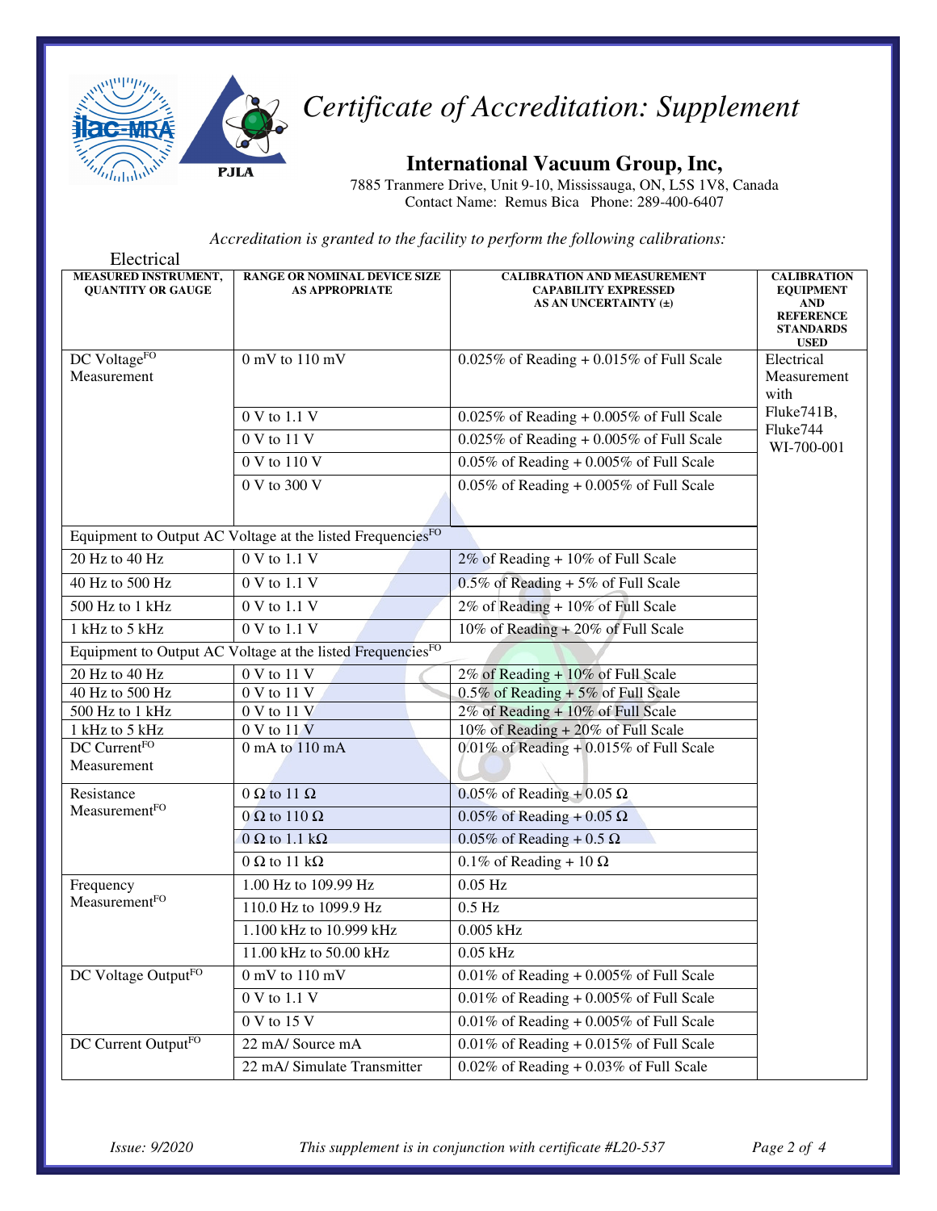# Certificate of Accreditation: Supplement

## International Vacuum Group, Inc,

7885 Tranmere Drive, Unit 9-10, Mississauga, ON, L5S 1V8, Canada
Contact Name: Remus Bica Phone: 289-400-6407

*Accreditation is granted to the facility to perform the following calibrations:*

Electrical

| MEASURED INSTRUMENT, QUANTITY OR GAUGE | RANGE OR NOMINAL DEVICE SIZE AS APPROPRIATE | CALIBRATION AND MEASUREMENT CAPABILITY EXPRESSED AS AN UNCERTAINTY (±) | CALIBRATION EQUIPMENT AND REFERENCE STANDARDS USED |
|---|---|---|---|
| DC Voltage[FO] Measurement | 0 mV to 110 mV | 0.025% of Reading + 0.015% of Full Scale | Electrical Measurement with Fluke741B, Fluke744 WI-700-001 |
| | 0 V to 1.1 V | 0.025% of Reading + 0.005% of Full Scale | |
| | 0 V to 11 V | 0.025% of Reading + 0.005% of Full Scale | |
| | 0 V to 110 V | 0.05% of Reading + 0.005% of Full Scale | |
| | 0 V to 300 V | 0.05% of Reading + 0.005% of Full Scale | |
| Equipment to Output AC Voltage at the listed Frequencies[FO] | | | |
| 20 Hz to 40 Hz | 0 V to 1.1 V | 2% of Reading + 10% of Full Scale | |
| 40 Hz to 500 Hz | 0 V to 1.1 V | 0.5% of Reading + 5% of Full Scale | |
| 500 Hz to 1 kHz | 0 V to 1.1 V | 2% of Reading + 10% of Full Scale | |
| 1 kHz to 5 kHz | 0 V to 1.1 V | 10% of Reading + 20% of Full Scale | |
| Equipment to Output AC Voltage at the listed Frequencies[FO] | | | |
| 20 Hz to 40 Hz | 0 V to 11 V | 2% of Reading + 10% of Full Scale | |
| 40 Hz to 500 Hz | 0 V to 11 V | 0.5% of Reading + 5% of Full Scale | |
| 500 Hz to 1 kHz | 0 V to 11 V | 2% of Reading + 10% of Full Scale | |
| 1 kHz to 5 kHz | 0 V to 11 V | 10% of Reading + 20% of Full Scale | |
| DC Current[FO] Measurement | 0 mA to 110 mA | 0.01% of Reading + 0.015% of Full Scale | |
| Resistance Measurement[FO] | 0 Ω to 11 Ω | 0.05% of Reading + 0.05 Ω | |
| | 0 Ω to 110 Ω | 0.05% of Reading + 0.05 Ω | |
| | 0 Ω to 1.1 kΩ | 0.05% of Reading + 0.5 Ω | |
| | 0 Ω to 11 kΩ | 0.1% of Reading + 10 Ω | |
| Frequency Measurement[FO] | 1.00 Hz to 109.99 Hz | 0.05 Hz | |
| | 110.0 Hz to 1099.9 Hz | 0.5 Hz | |
| | 1.100 kHz to 10.999 kHz | 0.005 kHz | |
| | 11.00 kHz to 50.00 kHz | 0.05 kHz | |
| DC Voltage Output[FO] | 0 mV to 110 mV | 0.01% of Reading + 0.005% of Full Scale | |
| | 0 V to 1.1 V | 0.01% of Reading + 0.005% of Full Scale | |
| | 0 V to 15 V | 0.01% of Reading + 0.005% of Full Scale | |
| DC Current Output[FO] | 22 mA/ Source mA | 0.01% of Reading + 0.015% of Full Scale | |
| | 22 mA/ Simulate Transmitter | 0.02% of Reading + 0.03% of Full Scale | |

*Issue: 9/2020* *This supplement is in conjunction with certificate #L20-537*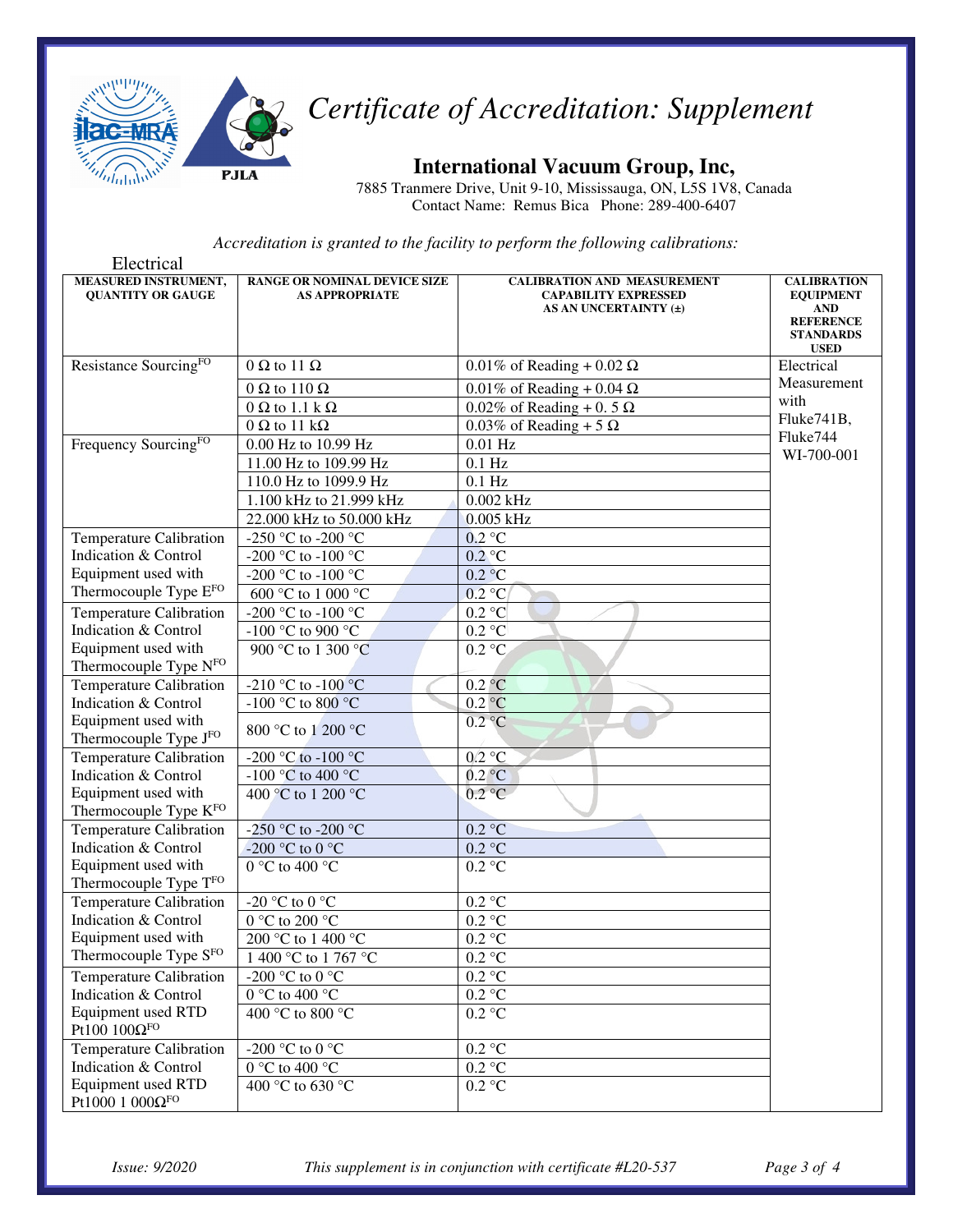# Certificate of Accreditation: Supplement

## International Vacuum Group, Inc,

7885 Tranmere Drive, Unit 9-10, Mississauga, ON, L5S 1V8, Canada
Contact Name: Remus Bica Phone: 289-400-6407

*Accreditation is granted to the facility to perform the following calibrations:*

Electrical

| MEASURED INSTRUMENT, QUANTITY OR GAUGE | RANGE OR NOMINAL DEVICE SIZE AS APPROPRIATE | CALIBRATION AND MEASUREMENT CAPABILITY EXPRESSED AS AN UNCERTAINTY (±) | CALIBRATION EQUIPMENT AND REFERENCE STANDARDS USED |
|---|---|---|---|
| Resistance Sourcing[FO] | 0 Ω to 11 Ω | 0.01% of Reading + 0.02 Ω | Electrical Measurement with Fluke741B, Fluke744 WI-700-001 |
| | 0 Ω to 110 Ω | 0.01% of Reading + 0.04 Ω | |
| | 0 Ω to 1.1 k Ω | 0.02% of Reading + 0. 5 Ω | |
| | 0 Ω to 11 kΩ | 0.03% of Reading + 5 Ω | |
| Frequency Sourcing[FO] | 0.00 Hz to 10.99 Hz | 0.01 Hz | |
| | 11.00 Hz to 109.99 Hz | 0.1 Hz | |
| | 110.0 Hz to 1099.9 Hz | 0.1 Hz | |
| | 1.100 kHz to 21.999 kHz | 0.002 kHz | |
| | 22.000 kHz to 50.000 kHz | 0.005 kHz | |
| Temperature Calibration Indication & Control Equipment used with Thermocouple Type E[FO] | -250 °C to -200 °C | 0.2 °C | |
| | -200 °C to -100 °C | 0.2 °C | |
| | -200 °C to -100 °C | 0.2 °C | |
| | 600 °C to 1 000 °C | 0.2 °C | |
| Temperature Calibration Indication & Control Equipment used with Thermocouple Type N[FO] | -200 °C to -100 °C | 0.2 °C | |
| | -100 °C to 900 °C | 0.2 °C | |
| | 900 °C to 1 300 °C | 0.2 °C | |
| Temperature Calibration Indication & Control Equipment used with Thermocouple Type J[FO] | -210 °C to -100 °C | 0.2 °C | |
| | -100 °C to 800 °C | 0.2 °C | |
| | 800 °C to 1 200 °C | 0.2 °C | |
| Temperature Calibration Indication & Control Equipment used with Thermocouple Type K[FO] | -200 °C to -100 °C | 0.2 °C | |
| | -100 °C to 400 °C | 0.2 °C | |
| | 400 °C to 1 200 °C | 0.2 °C | |
| Temperature Calibration Indication & Control Equipment used with Thermocouple Type T[FO] | -250 °C to -200 °C | 0.2 °C | |
| | -200 °C to 0 °C | 0.2 °C | |
| | 0 °C to 400 °C | 0.2 °C | |
| Temperature Calibration Indication & Control Equipment used with Thermocouple Type S[FO] | -20 °C to 0 °C | 0.2 °C | |
| | 0 °C to 200 °C | 0.2 °C | |
| | 200 °C to 1 400 °C | 0.2 °C | |
| | 1 400 °C to 1 767 °C | 0.2 °C | |
| Temperature Calibration Indication & Control Equipment used RTD Pt100 100Ω[FO] | -200 °C to 0 °C | 0.2 °C | |
| | 0 °C to 400 °C | 0.2 °C | |
| | 400 °C to 800 °C | 0.2 °C | |
| Temperature Calibration Indication & Control Equipment used RTD Pt1000 1 000Ω[FO] | -200 °C to 0 °C | 0.2 °C | |
| | 0 °C to 400 °C | 0.2 °C | |
| | 400 °C to 630 °C | 0.2 °C | |

*Issue: 9/2020* *This supplement is in conjunction with certificate #L20-537*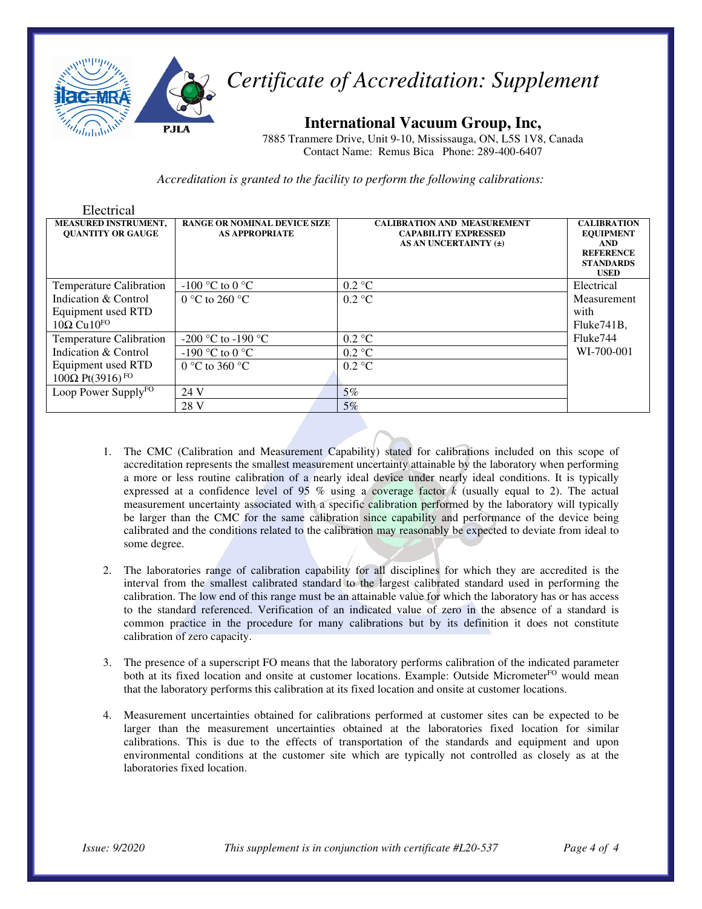# *Certificate of Accreditation: Supplement*

## International Vacuum Group, Inc,

7885 Tranmere Drive, Unit 9-10, Mississauga, ON, L5S 1V8, Canada
Contact Name: Remus Bica Phone: 289-400-6407

*Accreditation is granted to the facility to perform the following calibrations:*

Electrical

| MEASURED INSTRUMENT, QUANTITY OR GAUGE | RANGE OR NOMINAL DEVICE SIZE AS APPROPRIATE | CALIBRATION AND MEASUREMENT CAPABILITY EXPRESSED AS AN UNCERTAINTY (±) | CALIBRATION EQUIPMENT AND REFERENCE STANDARDS USED |
|---|---|---|---|
| Temperature Calibration Indication & Control Equipment used RTD 10Ω Cu10[FO] | -100 °C to 0 °C | 0.2 °C | Electrical Measurement with Fluke741B, Fluke744 WI-700-001 |
| | 0 °C to 260 °C | 0.2 °C | |
| Temperature Calibration Indication & Control Equipment used RTD 100Ω Pt(3916)[FO] | -200 °C to -190 °C | 0.2 °C | |
| | -190 °C to 0 °C | 0.2 °C | |
| | 0 °C to 360 °C | 0.2 °C | |
| Loop Power Supply[FO] | 24 V | 5% | |
| | 28 V | 5% | |

1. The CMC (Calibration and Measurement Capability) stated for calibrations included on this scope of accreditation represents the smallest measurement uncertainty attainable by the laboratory when performing a more or less routine calibration of a nearly ideal device under nearly ideal conditions. It is typically expressed at a confidence level of 95 % using a coverage factor $k$ (usually equal to 2). The actual measurement uncertainty associated with a specific calibration performed by the laboratory will typically be larger than the CMC for the same calibration since capability and performance of the device being calibrated and the conditions related to the calibration may reasonably be expected to deviate from ideal to some degree.

2. The laboratories range of calibration capability for all disciplines for which they are accredited is the interval from the smallest calibrated standard to the largest calibrated standard used in performing the calibration. The low end of this range must be an attainable value for which the laboratory has or has access to the standard referenced. Verification of an indicated value of zero in the absence of a standard is common practice in the procedure for many calibrations but by its definition it does not constitute calibration of zero capacity.

3. The presence of a superscript FO means that the laboratory performs calibration of the indicated parameter both at its fixed location and onsite at customer locations. Example: Outside Micrometer[FO] would mean that the laboratory performs this calibration at its fixed location and onsite at customer locations.

4. Measurement uncertainties obtained for calibrations performed at customer sites can be expected to be larger than the measurement uncertainties obtained at the laboratories fixed location for similar calibrations. This is due to the effects of transportation of the standards and equipment and upon environmental conditions at the customer site which are typically not controlled as closely as at the laboratories fixed location.

*Issue: 9/2020* *This supplement is in conjunction with certificate #L20-537*